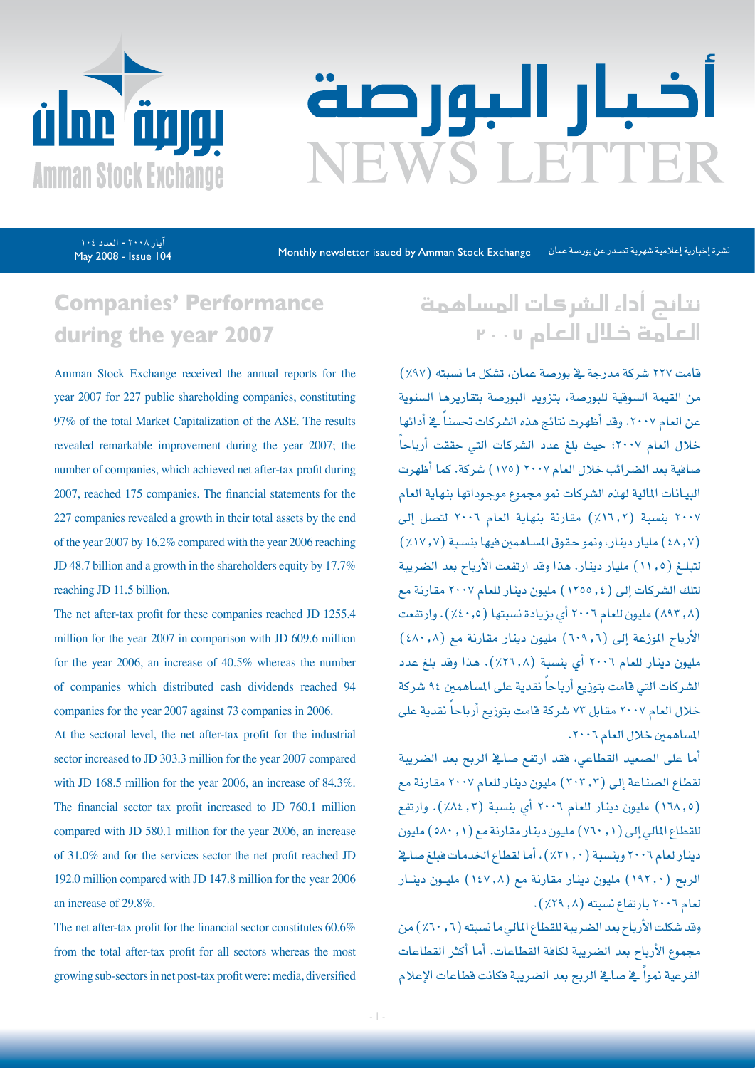# أخبار البورصة
# NEWS LETTER

بورصة عمان
Amman Stock Exchange

أيار ٢٠٠٨ - العدد ١٠٤
May 2008 - Issue 104

Monthly newsletter issued by Amman Stock Exchange

نشرة إخبارية إعلامية شهرية تصدر عن بورصة عمان

## Companies' Performance during the year 2007

Amman Stock Exchange received the annual reports for the year 2007 for 227 public shareholding companies, constituting 97% of the total Market Capitalization of the ASE. The results revealed remarkable improvement during the year 2007; the number of companies, which achieved net after-tax profit during 2007, reached 175 companies. The financial statements for the 227 companies revealed a growth in their total assets by the end of the year 2007 by 16.2% compared with the year 2006 reaching JD 48.7 billion and a growth in the shareholders equity by 17.7% reaching JD 11.5 billion.

The net after-tax profit for these companies reached JD 1255.4 million for the year 2007 in comparison with JD 609.6 million for the year 2006, an increase of 40.5% whereas the number of companies which distributed cash dividends reached 94 companies for the year 2007 against 73 companies in 2006.

At the sectoral level, the net after-tax profit for the industrial sector increased to JD 303.3 million for the year 2007 compared with JD 168.5 million for the year 2006, an increase of 84.3%. The financial sector tax profit increased to JD 760.1 million compared with JD 580.1 million for the year 2006, an increase of 31.0% and for the services sector the net profit reached JD 192.0 million compared with JD 147.8 million for the year 2006 an increase of 29.8%.

The net after-tax profit for the financial sector constitutes 60.6% from the total after-tax profit for all sectors whereas the most growing sub-sectors in net post-tax profit were: media, diversified

## نتائج أداء الشركات المساهمة العامة خلال العام ٢٠٠٧

قامت ٢٢٧ شركة مدرجة في بورصة عمان، تشكل ما نسبته (٩٧٪) من القيمة السوقية للبورصة، بتزويد البورصة بتقاريرها السنوية عن العام ٢٠٠٧. وقد أظهرت نتائج هذه الشركات تحسناً في أدائها خلال العام ٢٠٠٧؛ حيث بلغ عدد الشركات التي حققت أرباحاً صافية بعد الضرائب خلال العام ٢٠٠٧ (١٧٥) شركة. كما أظهرت البيانات المالية لهذه الشركات نمو مجموع موجوداتها بنهاية العام ٢٠٠٧ بنسبة (١٦,٢٪) مقارنة بنهاية العام ٢٠٠٦ لتصل إلى (٤٨,٧) مليار دينار، ونمو حقوق المساهمين فيها بنسبة (١٧,٧٪) لتبلغ (١١,٥) مليار دينار. هذا وقد ارتفعت الأرباح بعد الضريبة لتلك الشركات إلى (١٢٥٥,٤) مليون دينار للعام ٢٠٠٧ مقارنة مع (٨٩٣,٨) مليون للعام ٢٠٠٦ أي بزيادة نسبتها (٤٠,٥٪). وارتفعت الأرباح الموزعة إلى (٦٠٩,٦) مليون دينار مقارنة مع (٤٨٠,٨) مليون دينار للعام ٢٠٠٦ أي بنسبة (٢٦,٨٪). هذا وقد بلغ عدد الشركات التي قامت بتوزيع أرباحاً نقدية على المساهمين ٩٤ شركة خلال العام ٢٠٠٧ مقابل ٧٣ شركة قامت بتوزيع أرباحاً نقدية على المساهمين خلال العام ٢٠٠٦.

أما على الصعيد القطاعي، فقد ارتفع صافي الربح بعد الضريبة لقطاع الصناعة إلى (٣٠٣,٣) مليون دينار للعام ٢٠٠٧ مقارنة مع (١٦٨,٥) مليون دينار للعام ٢٠٠٦ أي بنسبة (٨٤,٣٪). وارتفع للقطاع المالي إلى (٧٦٠,١) مليون دينار مقارنة مع (٥٨٠,١) مليون دينار لعام ٢٠٠٦ وبنسبة (٣١,٠٪)، أما لقطاع الخدمات فبلغ صافي الربح (١٩٢,٠) مليون دينار مقارنة مع (١٤٧,٨) مليون دينار لعام ٢٠٠٦ بارتفاع نسبته (٢٩,٨٪).

وقد شكلت الأرباح بعد الضريبة للقطاع المالي ما نسبته (٦٠,٦٪) من مجموع الأرباح بعد الضريبة لكافة القطاعات. أما أكثر القطاعات الفرعية نمواً في صافي الربح بعد الضريبة فكانت قطاعات الإعلام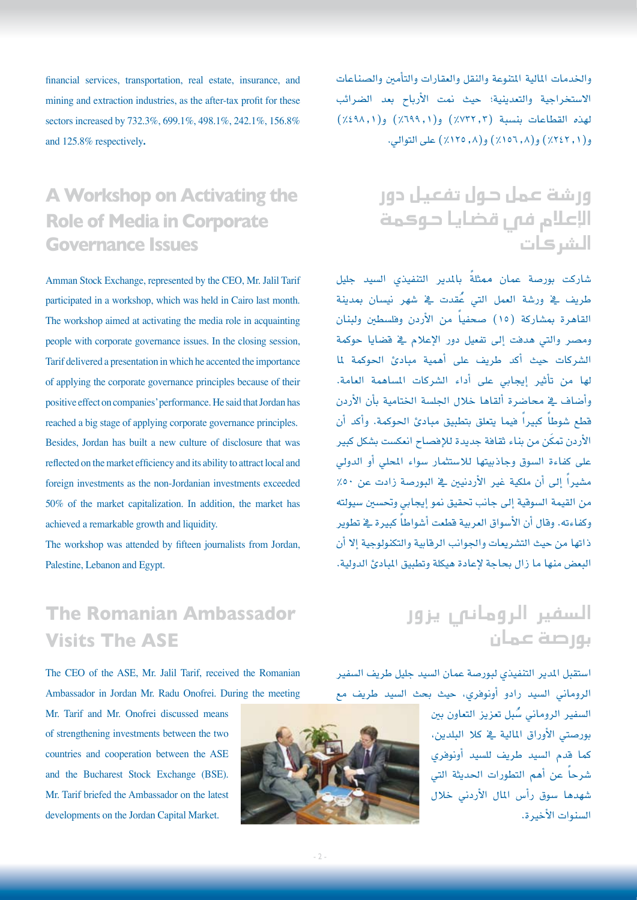financial services, transportation, real estate, insurance, and mining and extraction industries, as the after-tax profit for these sectors increased by 732.3%, 699.1%, 498.1%, 242.1%, 156.8% and 125.8% respectively.

والخدمات المالية المتنوعة والنقل والعقارات والتأمين والصناعات الاستخراجية والتعدينية؛ حيث نمت الأرباح بعد الضرائب لهذه القطاعات بنسبة (٧٣٢,٣٪) و(٦٩٩,١٪) و(٤٩٨,١٪) و(٢٤٢,١٪) و(١٥٦,٨٪) و(١٢٥,٨٪) على التوالي.

## A Workshop on Activating the Role of Media in Corporate Governance Issues

Amman Stock Exchange, represented by the CEO, Mr. Jalil Tarif participated in a workshop, which was held in Cairo last month. The workshop aimed at activating the media role in acquainting people with corporate governance issues. In the closing session, Tarif delivered a presentation in which he accented the importance of applying the corporate governance principles because of their positive effect on companies' performance. He said that Jordan has reached a big stage of applying corporate governance principles. Besides, Jordan has built a new culture of disclosure that was reflected on the market efficiency and its ability to attract local and foreign investments as the non-Jordanian investments exceeded 50% of the market capitalization. In addition, the market has achieved a remarkable growth and liquidity.

The workshop was attended by fifteen journalists from Jordan, Palestine, Lebanon and Egypt.

## ورشة عمل حول تفعيل دور الإعلام في قضايا حوكمة الشركات

شاركت بورصة عمان ممثلةً بالمدير التنفيذي السيد جليل طريف في ورشة العمل التي عُقدت في شهر نيسان بمدينة القاهرة بمشاركة (١٥) صحفياً من الأردن وفلسطين ولبنان ومصر والتي هدفت إلى تفعيل دور الإعلام في قضايا حوكمة الشركات حيث أكد طريف على أهمية مبادئ الحوكمة لما لها من تأثير إيجابي على أداء الشركات المساهمة العامة. وأضاف في محاضرة ألقاها خلال الجلسة الختامية بأن الأردن قطع شوطاً كبيراً فيما يتعلق بتطبيق مبادئ الحوكمة. وأكد أن الأردن تمكَن من بناء ثقافة جديدة للإفصاح انعكست بشكل كبير على كفاءة السوق وجاذبيتها للاستثمار سواء المحلي أو الدولي مشيراً إلى أن ملكية غير الأردنيين في البورصة زادت عن ٥٠٪ من القيمة السوقية إلى جانب تحقيق نمو إيجابي وتحسين سيولته وكفاءته. وقال أن الأسواق العربية قطعت أشواطاً كبيرة في تطوير ذاتها من حيث التشريعات والجوانب الرقابية والتكنولوجية إلا أن البعض منها ما زال بحاجة لإعادة هيكلة وتطبيق المبادئ الدولية.

## The Romanian Ambassador Visits The ASE

The CEO of the ASE, Mr. Jalil Tarif, received the Romanian Ambassador in Jordan Mr. Radu Onofrei. During the meeting Mr. Tarif and Mr. Onofrei discussed means of strengthening investments between the two countries and cooperation between the ASE and the Bucharest Stock Exchange (BSE). Mr. Tarif briefed the Ambassador on the latest developments on the Jordan Capital Market.

## السفير الروماني يزور بورصة عمان

استقبل المدير التنفيذي لبورصة عمان السيد جليل طريف السفير الروماني السيد رادو أونوفري، حيث بحث السيد طريف مع السفير الروماني سُبل تعزيز التعاون بين بورصتي الأوراق المالية في كلا البلدين، كما قدم السيد طريف للسيد أونوفري شرحاً عن أهم التطورات الحديثة التي شهدها سوق رأس المال الأردني خلال السنوات الأخيرة.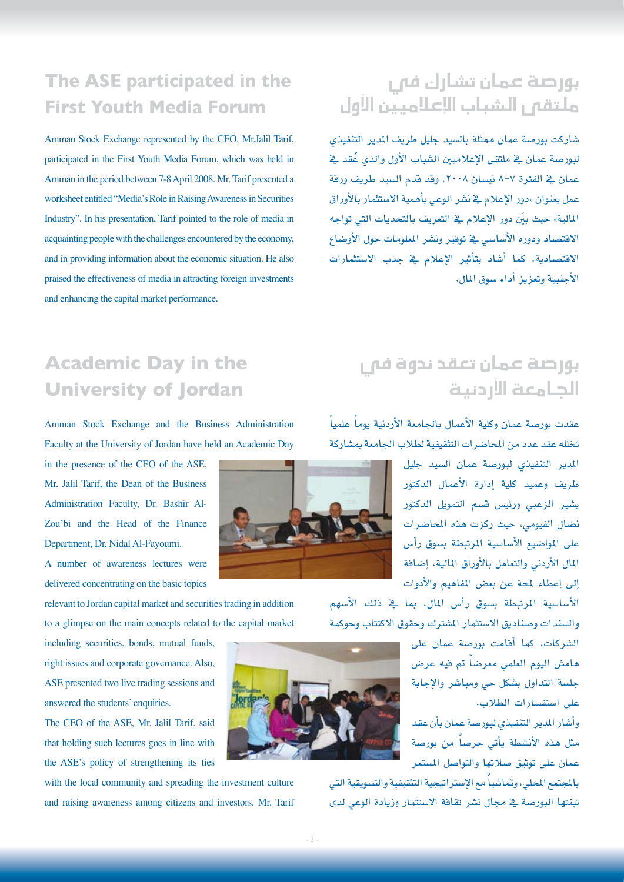## The ASE participated in the First Youth Media Forum

Amman Stock Exchange represented by the CEO, Mr.Jalil Tarif, participated in the First Youth Media Forum, which was held in Amman in the period between 7-8 April 2008. Mr. Tarif presented a worksheet entitled "Media's Role in Raising Awareness in Securities Industry". In his presentation, Tarif pointed to the role of media in acquainting people with the challenges encountered by the economy, and in providing information about the economic situation. He also praised the effectiveness of media in attracting foreign investments and enhancing the capital market performance.

## بورصة عمان تشارك في ملتقى الشباب الإعلاميين الأول

شاركت بورصة عمان ممثلة بالسيد جليل طريف المدير التنفيذي لبورصة عمان في ملتقى الإعلاميين الشباب الأول والذي عُقد في عمان في الفترة ٧-٨ نيسان ٢٠٠٨. وقد قدم السيد طريف ورقة عمل بعنوان «دور الإعلام في نشر الوعي بأهمية الاستثمار بالأوراق المالية» حيث بيّن دور الإعلام في التعريف بالتحديات التي تواجه الاقتصاد ودوره الأساسي في توفير ونشر المعلومات حول الأوضاع الاقتصادية، كما أشاد بتأثير الإعلام في جذب الاستثمارات الأجنبية وتعزيز أداء سوق المال.

## Academic Day in the University of Jordan

Amman Stock Exchange and the Business Administration Faculty at the University of Jordan have held an Academic Day in the presence of the CEO of the ASE, Mr. Jalil Tarif, the Dean of the Business Administration Faculty, Dr. Bashir Al-Zou'bi and the Head of the Finance Department, Dr. Nidal Al-Fayoumi.

A number of awareness lectures were delivered concentrating on the basic topics relevant to Jordan capital market and securities trading in addition to a glimpse on the main concepts related to the capital market including securities, bonds, mutual funds, right issues and corporate governance. Also, ASE presented two live trading sessions and answered the students' enquiries.

The CEO of the ASE, Mr. Jalil Tarif, said that holding such lectures goes in line with the ASE's policy of strengthening its ties with the local community and spreading the investment culture and raising awareness among citizens and investors. Mr. Tarif

## بورصة عمان تعقد ندوة في الجامعة الأردنية

عقدت بورصة عمان وكلية الأعمال بالجامعة الأردنية يوماً علمياً تخلله عقد عدد من المحاضرات التثقيفية لطلاب الجامعة بمشاركة المدير التنفيذي لبورصة عمان السيد جليل طريف وعميد كلية إدارة الأعمال الدكتور بشير الزعبي ورئيس قسم التمويل الدكتور نضال الفيومي، حيث ركزت هذه المحاضرات على المواضيع الأساسية المرتبطة بسوق رأس المال الأردني والتعامل بالأوراق المالية، إضافة إلى إعطاء لمحة عن بعض المفاهيم والأدوات الأساسية المرتبطة بسوق رأس المال، بما في ذلك الأسهم والسندات وصناديق الاستثمار المشترك وحقوق الاكتتاب وحوكمة الشركات. كما أقامت بورصة عمان على هامش اليوم العلمي معرضاً تم فيه عرض جلسة التداول بشكل حي ومباشر والإجابة على استفسارات الطلاب.

وأشار المدير التنفيذي لبورصة عمان بأن عقد مثل هذه الأنشطة يأتي حرصاً من بورصة عمان على توثيق صلاتها والتواصل المستمر بالمجتمع المحلي، وتماشياً مع الإستراتيجية التثقيفية والتسويقية التي تبنتها البورصة في مجال نشر ثقافة الاستثمار وزيادة الوعي لدى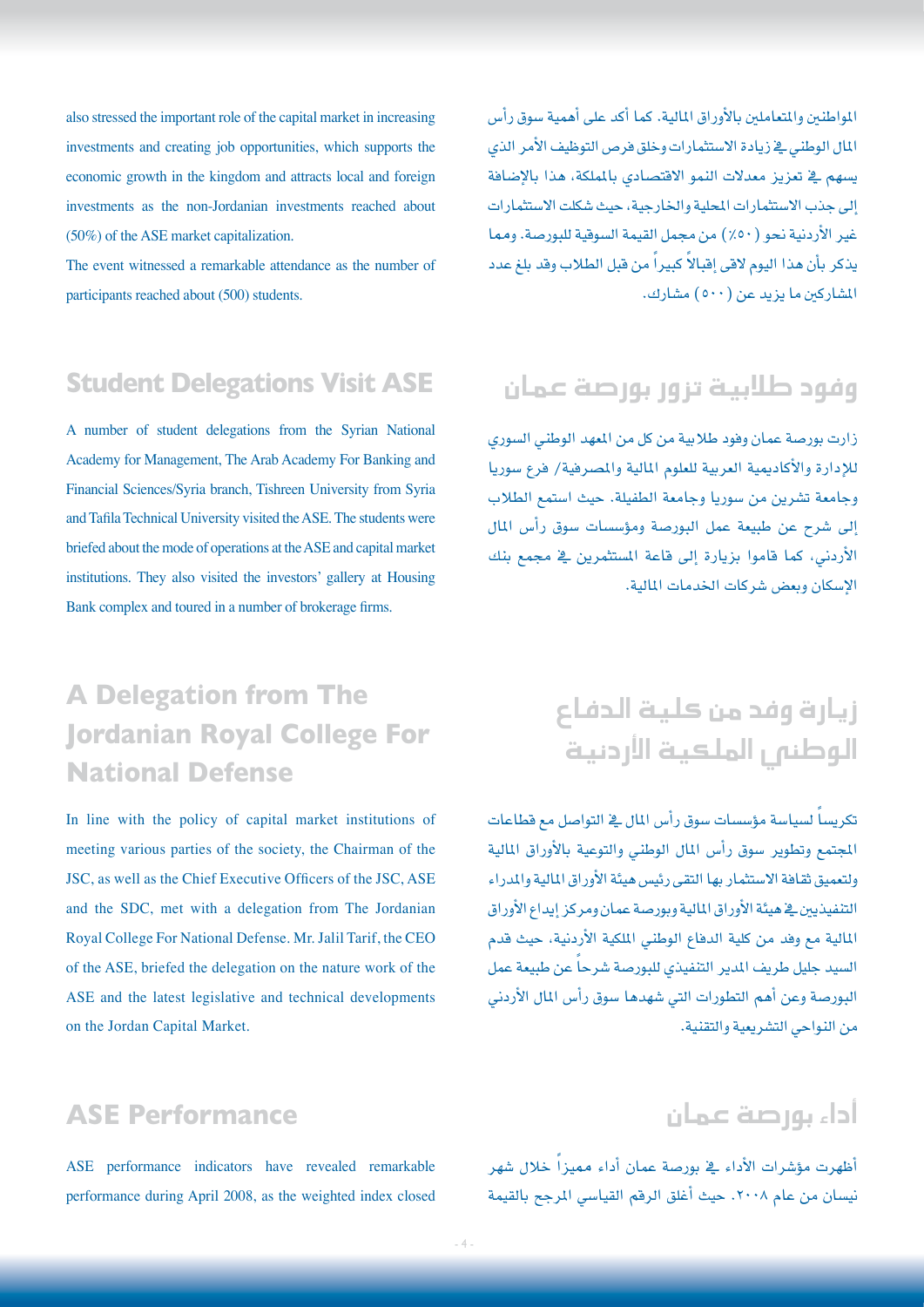also stressed the important role of the capital market in increasing investments and creating job opportunities, which supports the economic growth in the kingdom and attracts local and foreign investments as the non-Jordanian investments reached about (50%) of the ASE market capitalization.

The event witnessed a remarkable attendance as the number of participants reached about (500) students.

## Student Delegations Visit ASE

A number of student delegations from the Syrian National Academy for Management, The Arab Academy For Banking and Financial Sciences/Syria branch, Tishreen University from Syria and Tafila Technical University visited the ASE. The students were briefed about the mode of operations at the ASE and capital market institutions. They also visited the investors' gallery at Housing Bank complex and toured in a number of brokerage firms.

## A Delegation from The Jordanian Royal College For National Defense

In line with the policy of capital market institutions of meeting various parties of the society, the Chairman of the JSC, as well as the Chief Executive Officers of the JSC, ASE and the SDC, met with a delegation from The Jordanian Royal College For National Defense. Mr. Jalil Tarif, the CEO of the ASE, briefed the delegation on the nature work of the ASE and the latest legislative and technical developments on the Jordan Capital Market.

## ASE Performance

ASE performance indicators have revealed remarkable performance during April 2008, as the weighted index closed

المواطنين والمتعاملين بالأوراق المالية. كما أكد على أهمية سوق رأس المال الوطني في زيادة الاستثمارات وخلق فرص التوظيف الأمر الذي يسهم في تعزيز معدلات النمو الاقتصادي بالملكة، هذا بالإضافة إلى جذب الاستثمارات المحلية والخارجية، حيث شكلت الاستثمارات غير الأردنية نحو (٥٠٪) من مجمل القيمة السوقية للبورصة. ومما يذكر بأن هذا اليوم لاقى إقبالاً كبيراً من قبل الطلاب وقد بلغ عدد المشاركين ما يزيد عن (٥٠٠) مشارك.

## وفود طلابية تزور بورصة عمان

زارت بورصة عمان وفود طلابية من كل من المعهد الوطني السوري للإدارة والأكاديمية العربية للعلوم المالية والمصرفية/ فرع سوريا وجامعة تشرين من سوريا وجامعة الطفيلة. حيث استمع الطلاب إلى شرح عن طبيعة عمل البورصة ومؤسسات سوق رأس المال الأردني، كما قاموا بزيارة إلى قاعة المستثمرين في مجمع بنك الإسكان وبعض شركات الخدمات المالية.

## زيارة وفد من كلية الدفاع الوطني الملكية الأردنية

تكريساً لسياسة مؤسسات سوق رأس المال في التواصل مع قطاعات المجتمع وتطوير سوق رأس المال الوطني والتوعية بالأوراق المالية ولتعميق ثقافة الاستثمار بها التقى رئيس هيئة الأوراق المالية والمدراء التنفيذيين في هيئة الأوراق المالية وبورصة عمان ومركز إيداع الأوراق المالية مع وفد من كلية الدفاع الوطني الملكية الأردنية، حيث قدم السيد جليل طريف المدير التنفيذي للبورصة شرحاً عن طبيعة عمل البورصة وعن أهم التطورات التي شهدها سوق رأس المال الأردني من النواحي التشريعية والتقنية.

## أداء بورصة عمان

أظهرت مؤشرات الأداء في بورصة عمان أداء مميزاً خلال شهر نيسان من عام ٢٠٠٨. حيث أغلق الرقم القياسي المرجح بالقيمة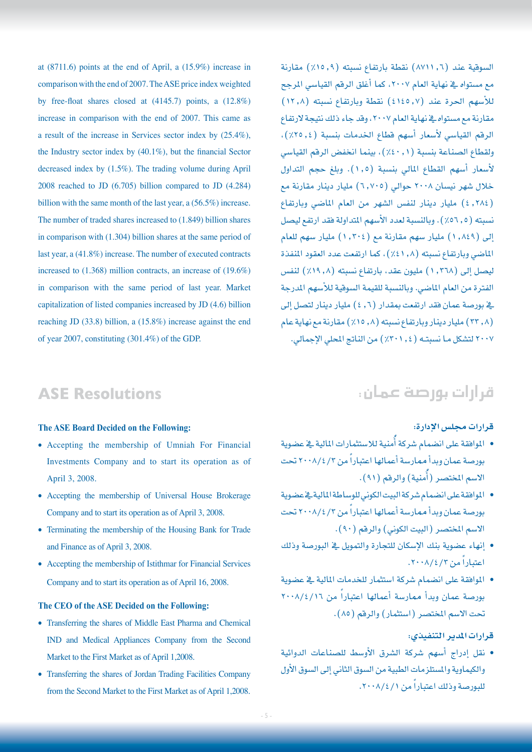at (8711.6) points at the end of April, a (15.9%) increase in comparison with the end of 2007. The ASE price index weighted by free-float shares closed at (4145.7) points, a (12.8%) increase in comparison with the end of 2007. This came as a result of the increase in Services sector index by (25.4%), the Industry sector index by (40.1%), but the financial Sector decreased index by (1.5%). The trading volume during April 2008 reached to JD (6.705) billion compared to JD (4.284) billion with the same month of the last year, a (56.5%) increase. The number of traded shares increased to (1.849) billion shares in comparison with (1.304) billion shares at the same period of last year, a (41.8%) increase. The number of executed contracts increased to (1.368) million contracts, an increase of (19.6%) in comparison with the same period of last year. Market capitalization of listed companies increased by JD (4.6) billion reaching JD (33.8) billion, a (15.8%) increase against the end of year 2007, constituting (301.4%) of the GDP.

السوقية عند (٨٧١١,٦) نقطة بارتفاع نسبته (١٥,٩٪) مقارنة مع مستواه في نهاية العام ٢٠٠٧، كما أغلق الرقم القياسي المرجح للأسهم الحرة عند (٤١٤٥,٧) نقطة وبارتفاع نسبته (١٢,٨) مقارنة مع مستواه في نهاية العام ٢٠٠٧، وقد جاء ذلك نتيجة لارتفاع الرقم القياسي لأسعار أسهم قطاع الخدمات بنسبة (٢٥,٤٪)، ولقطاع الصناعة بنسبة (٤٠,١٪)، بينما انخفض الرقم القياسي لأسعار أسهم القطاع المالي بنسبة (١,٥). وبلغ حجم التداول خلال شهر نيسان ٢٠٠٨ حوالي (٦,٧٠٥) مليار دينار مقارنة مع (٤,٢٨٤) مليار دينار لنفس الشهر من العام الماضي وبارتفاع نسبته (٥٦,٥٪). وبالنسبة لعدد الأسهم المتداولة فقد ارتفع ليصل إلى (١,٨٤٩) مليار سهم مقارنة مع (١,٣٠٤) مليار سهم للعام الماضي وبارتفاع نسبته (٤١,٨٪)، كما ارتفعت عدد العقود المنفذة ليصل إلى (١,٣٦٨) مليون عقد، بارتفاع نسبته (١٩,٨٪) لنفس الفترة من العام الماضي. وبالنسبة للقيمة السوقية للأسهم المدرجة في بورصة عمان فقد ارتفعت بمقدار (٤,٦) مليار دينار لتصل إلى (٣٣,٨) مليار دينار وبارتفاع نسبته (١٥,٨٪) مقارنة مع نهاية عام ٢٠٠٧ لتشكل ما نسبته (٣٠١,٤٪) من الناتج المحلي الإجمالي.

## ASE Resolutions

### The ASE Board Decided on the Following:

- Accepting the membership of Umniah For Financial Investments Company and to start its operation as of April 3, 2008.
- Accepting the membership of Universal House Brokerage Company and to start its operation as of April 3, 2008.
- Terminating the membership of the Housing Bank for Trade and Finance as of April 3, 2008.
- Accepting the membership of Istithmar for Financial Services Company and to start its operation as of April 16, 2008.

### The CEO of the ASE Decided on the Following:

- Transferring the shares of Middle East Pharma and Chemical IND and Medical Appliances Company from the Second Market to the First Market as of April 1,2008.
- Transferring the shares of Jordan Trading Facilities Company from the Second Market to the First Market as of April 1,2008.

## قرارات بورصة عمان:

### قرارات مجلس الإدارة:

- الموافقة على انضمام شركة أُمنية للاستثمارات المالية في عضوية بورصة عمان وبدأ ممارسة أعمالها اعتباراً من ٢٠٠٨/٤/٣ تحت الاسم المختصر (أُمنية) والرقم (٩١).
- الموافقة على انضمام شركة البيت الكويتي للوساطة المالية في عضوية بورصة عمان وبدأ ممارسة أعمالها اعتباراً من ٢٠٠٨/٤/٣ تحت الاسم المختصر (البيت الكويتي) والرقم (٩٠).
- إنهاء عضوية بنك الإسكان للتجارة والتمويل في البورصة وذلك اعتباراً من ٢٠٠٨/٤/٣.
- الموافقة على انضمام شركة استثمار للخدمات المالية في عضوية بورصة عمان وبدأ ممارسة أعمالها اعتباراً من ٢٠٠٨/٤/١٦ تحت الاسم المختصر (استثمار) والرقم (٨٥).

### قرارات المدير التنفيذي:

- نقل إدراج أسهم شركة الشرق الأوسط للصناعات الدوائية والكيماوية والمستلزمات الطبية من السوق الثاني إلى السوق الأول للبورصة وذلك اعتباراً من ٢٠٠٨/٤/١.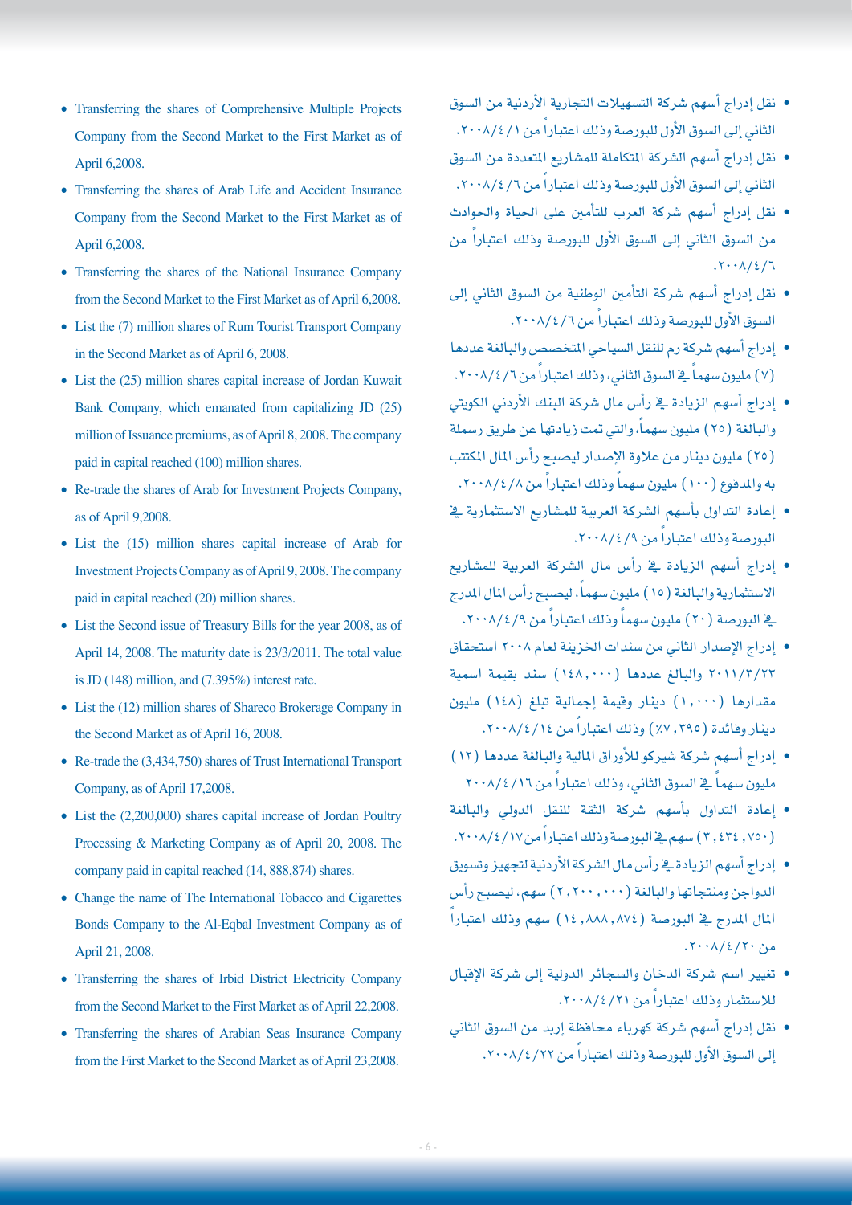- Transferring the shares of Comprehensive Multiple Projects Company from the Second Market to the First Market as of April 6,2008.
- Transferring the shares of Arab Life and Accident Insurance Company from the Second Market to the First Market as of April 6,2008.
- Transferring the shares of the National Insurance Company from the Second Market to the First Market as of April 6,2008.
- List the (7) million shares of Rum Tourist Transport Company in the Second Market as of April 6, 2008.
- List the (25) million shares capital increase of Jordan Kuwait Bank Company, which emanated from capitalizing JD (25) million of Issuance premiums, as of April 8, 2008. The company paid in capital reached (100) million shares.
- Re-trade the shares of Arab for Investment Projects Company, as of April 9,2008.
- List the (15) million shares capital increase of Arab for Investment Projects Company as of April 9, 2008. The company paid in capital reached (20) million shares.
- List the Second issue of Treasury Bills for the year 2008, as of April 14, 2008. The maturity date is 23/3/2011. The total value is JD (148) million, and (7.395%) interest rate.
- List the (12) million shares of Shareco Brokerage Company in the Second Market as of April 16, 2008.
- Re-trade the (3,434,750) shares of Trust International Transport Company, as of April 17,2008.
- List the (2,200,000) shares capital increase of Jordan Poultry Processing & Marketing Company as of April 20, 2008. The company paid in capital reached (14, 888,874) shares.
- Change the name of The International Tobacco and Cigarettes Bonds Company to the Al-Eqbal Investment Company as of April 21, 2008.
- Transferring the shares of Irbid District Electricity Company from the Second Market to the First Market as of April 22,2008.
- Transferring the shares of Arabian Seas Insurance Company from the First Market to the Second Market as of April 23,2008.

- نقل إدراج أسهم شركة التسهيلات التجارية الأردنية من السوق الثاني إلى السوق الأول للبورصة وذلك اعتباراً من ٢٠٠٨/٤/١.
- نقل إدراج أسهم الشركة المتكاملة للمشاريع المتعددة من السوق الثاني إلى السوق الأول للبورصة وذلك اعتباراً من ٢٠٠٨/٤/٦.
- نقل إدراج أسهم شركة العرب للتأمين على الحياة والحوادث من السوق الثاني إلى السوق الأول للبورصة وذلك اعتباراً من ٢٠٠٨/٤/٦.
- نقل إدراج أسهم شركة التأمين الوطنية من السوق الثاني إلى السوق الأول للبورصة وذلك اعتباراً من ٢٠٠٨/٤/٦.
- إدراج أسهم شركة رم للنقل السياحي المتخصص والبالغة عددها (٧) مليون سهماً في السوق الثاني، وذلك اعتباراً من ٢٠٠٨/٤/٦.
- إدراج أسهم الزيادة في رأس مال شركة البنك الأردني الكويتي والبالغة (٢٥) مليون سهماً، والتي تمت زيادتها عن طريق رسملة (٢٥) مليون دينار من علاوة الإصدار ليصبح رأس المال المكتتب به والمدفوع (١٠٠) مليون سهماً وذلك اعتباراً من ٢٠٠٨/٤/٨.
- إعادة التداول بأسهم الشركة العربية للمشاريع الاستثمارية في البورصة وذلك اعتباراً من ٢٠٠٨/٤/٩.
- إدراج أسهم الزيادة في رأس مال الشركة العربية للمشاريع الاستثمارية والبالغة (١٥) مليون سهماً، ليصبح رأس المال المدرج في البورصة (٢٠) مليون سهماً وذلك اعتباراً من ٢٠٠٨/٤/٩.
- إدراج الإصدار الثاني من سندات الخزينة لعام ٢٠٠٨ استحقاق ٢٠١١/٣/٢٣ والبالغ عددها (١٤٨,٠٠٠) سند بقيمة اسمية مقدارها (١,٠٠٠) دينار وقيمة إجمالية تبلغ (١٤٨) مليون دينار وفائدة (٧,٣٩٥٪) وذلك اعتباراً من ٢٠٠٨/٤/١٤.
- إدراج أسهم شركة شيركو للأوراق المالية والبالغة عددها (١٢) مليون سهماً في السوق الثاني، وذلك اعتباراً من ٢٠٠٨/٤/١٦
- إعادة التداول بأسهم شركة الثقة للنقل الدولي والبالغة (٣,٤٣٤,٧٥٠) سهم في البورصة وذلك اعتباراً من ٢٠٠٨/٤/١٧.
- إدراج أسهم الزيادة في رأس مال الشركة الأردنية لتجهيز وتسويق الدواجن ومنتجاتها والبالغة (٢,٢٠٠,٠٠٠) سهم، ليصبح رأس المال المدرج في البورصة (١٤,٨٨٨,٨٧٤) سهم وذلك اعتباراً من ٢٠٠٨/٤/٢٠.
- تغيير اسم شركة الدخان والسجائر الدولية إلى شركة الإقبال للاستثمار وذلك اعتباراً من ٢٠٠٨/٤/٢١.
- نقل إدراج أسهم شركة كهرباء محافظة اربد من السوق الثاني إلى السوق الأول للبورصة وذلك اعتباراً من ٢٠٠٨/٤/٢٢.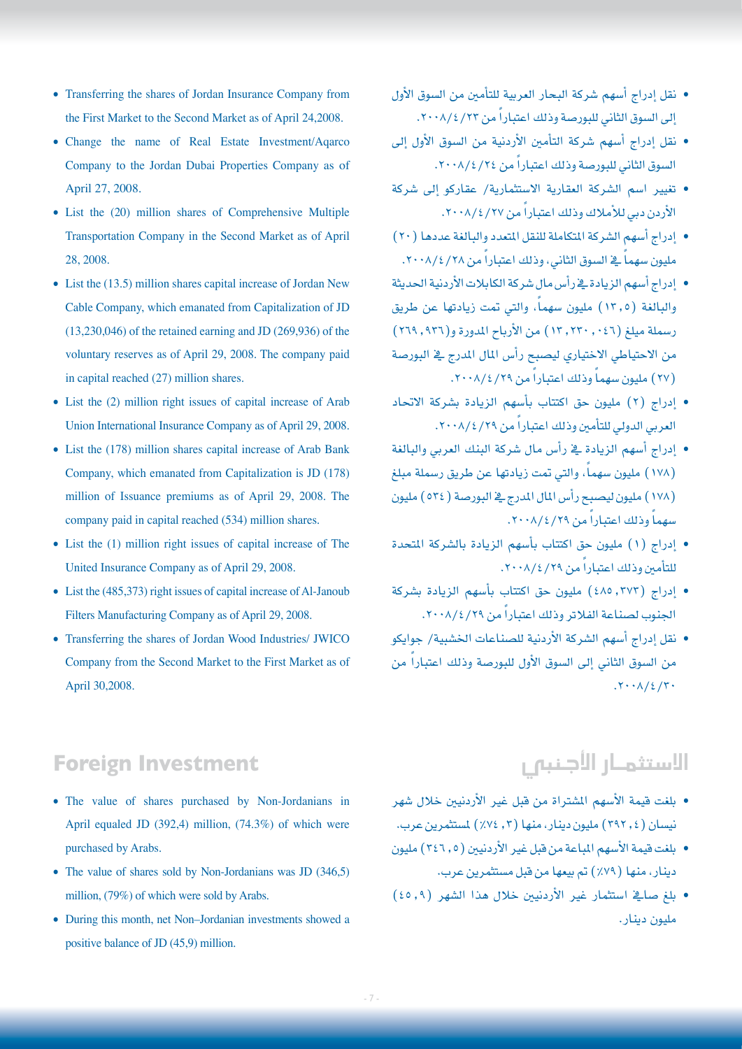- Transferring the shares of Jordan Insurance Company from the First Market to the Second Market as of April 24,2008.
- Change the name of Real Estate Investment/Aqarco Company to the Jordan Dubai Properties Company as of April 27, 2008.
- List the (20) million shares of Comprehensive Multiple Transportation Company in the Second Market as of April 28, 2008.
- List the (13.5) million shares capital increase of Jordan New Cable Company, which emanated from Capitalization of JD (13,230,046) of the retained earning and JD (269,936) of the voluntary reserves as of April 29, 2008. The company paid in capital reached (27) million shares.
- List the (2) million right issues of capital increase of Arab Union International Insurance Company as of April 29, 2008.
- List the (178) million shares capital increase of Arab Bank Company, which emanated from Capitalization is JD (178) million of Issuance premiums as of April 29, 2008. The company paid in capital reached (534) million shares.
- List the (1) million right issues of capital increase of The United Insurance Company as of April 29, 2008.
- List the (485,373) right issues of capital increase of Al-Janoub Filters Manufacturing Company as of April 29, 2008.
- Transferring the shares of Jordan Wood Industries/ JWICO Company from the Second Market to the First Market as of April 30,2008.

- نقل إدراج أسهم شركة البحار العربية للتأمين من السوق الأول إلى السوق الثاني للبورصة وذلك اعتباراً من ٢٠٠٨/٤/٢٣.
- نقل إدراج أسهم شركة التأمين الأردنية من السوق الأول إلى السوق الثاني للبورصة وذلك اعتباراً من ٢٠٠٨/٤/٢٤.
- تغيير اسم الشركة العقارية الاستثمارية/ عقاركو إلى شركة الأردن دبي للأملاك وذلك اعتباراً من ٢٠٠٨/٤/٢٧.
- إدراج أسهم الشركة المتكاملة للنقل المتعدد والبالغة عددها (٢٠) مليون سهماً في السوق الثاني، وذلك اعتباراً من ٢٠٠٨/٤/٢٨.
- إدراج أسهم الزيادة في رأس مال شركة الكابلات الأردنية الحديثة والبالغة (١٣,٥) مليون سهماً، والتي تمت زيادتها عن طريق رسملة مبلغ (١٣,٢٣٠,٠٤٦) من الأرباح المدورة و(٢٦٩,٩٣٦) من الاحتياطي الاختياري ليصبح رأس المال المدرج في البورصة (٢٧) مليون سهماً وذلك اعتباراً من ٢٠٠٨/٤/٢٩.
- إدراج (٢) مليون حق اكتتاب بأسهم الزيادة بشركة الاتحاد العربي الدولي للتأمين وذلك اعتباراً من ٢٠٠٨/٤/٢٩.
- إدراج أسهم الزيادة في رأس مال شركة البنك العربي والبالغة (١٧٨) مليون سهماً، والتي تمت زيادتها عن طريق رسملة مبلغ (١٧٨) مليون ليصبح رأس المال المدرج في البورصة (٥٣٤) مليون سهماً وذلك اعتباراً من ٢٠٠٨/٤/٢٩.
- إدراج (١) مليون حق اكتتاب بأسهم الزيادة بالشركة المتحدة للتأمين وذلك اعتباراً من ٢٠٠٨/٤/٢٩.
- إدراج (٤٨٥,٣٧٣) مليون حق اكتتاب بأسهم الزيادة بشركة الجنوب لصناعة الفلاتر وذلك اعتباراً من ٢٠٠٨/٤/٢٩.
- نقل إدراج أسهم الشركة الأردنية للصناعات الخشبية/ جوايكو من السوق الثاني إلى السوق الأول للبورصة وذلك اعتباراً من ٢٠٠٨/٤/٣٠.

## Foreign Investment

- The value of shares purchased by Non-Jordanians in April equaled JD (392,4) million, (74.3%) of which were purchased by Arabs.
- The value of shares sold by Non-Jordanians was JD (346,5) million, (79%) of which were sold by Arabs.
- During this month, net Non–Jordanian investments showed a positive balance of JD (45,9) million.

## الاستثمار الأجنبي

- بلغت قيمة الأسهم المشتراة من قبل غير الأردنيين خلال شهر نيسان (٣٩٢,٤) مليون دينار، منها (٧٤,٣٪) لمستثمرين عرب.
- بلغت قيمة الأسهم المباعة من قبل غير الأردنيين (٣٤٦,٥) مليون دينار، منها (٧٩٪) تم بيعها من قبل مستثمرين عرب.
- بلغ صافي استثمار غير الأردنيين خلال هذا الشهر (٤٥,٩) مليون دينار.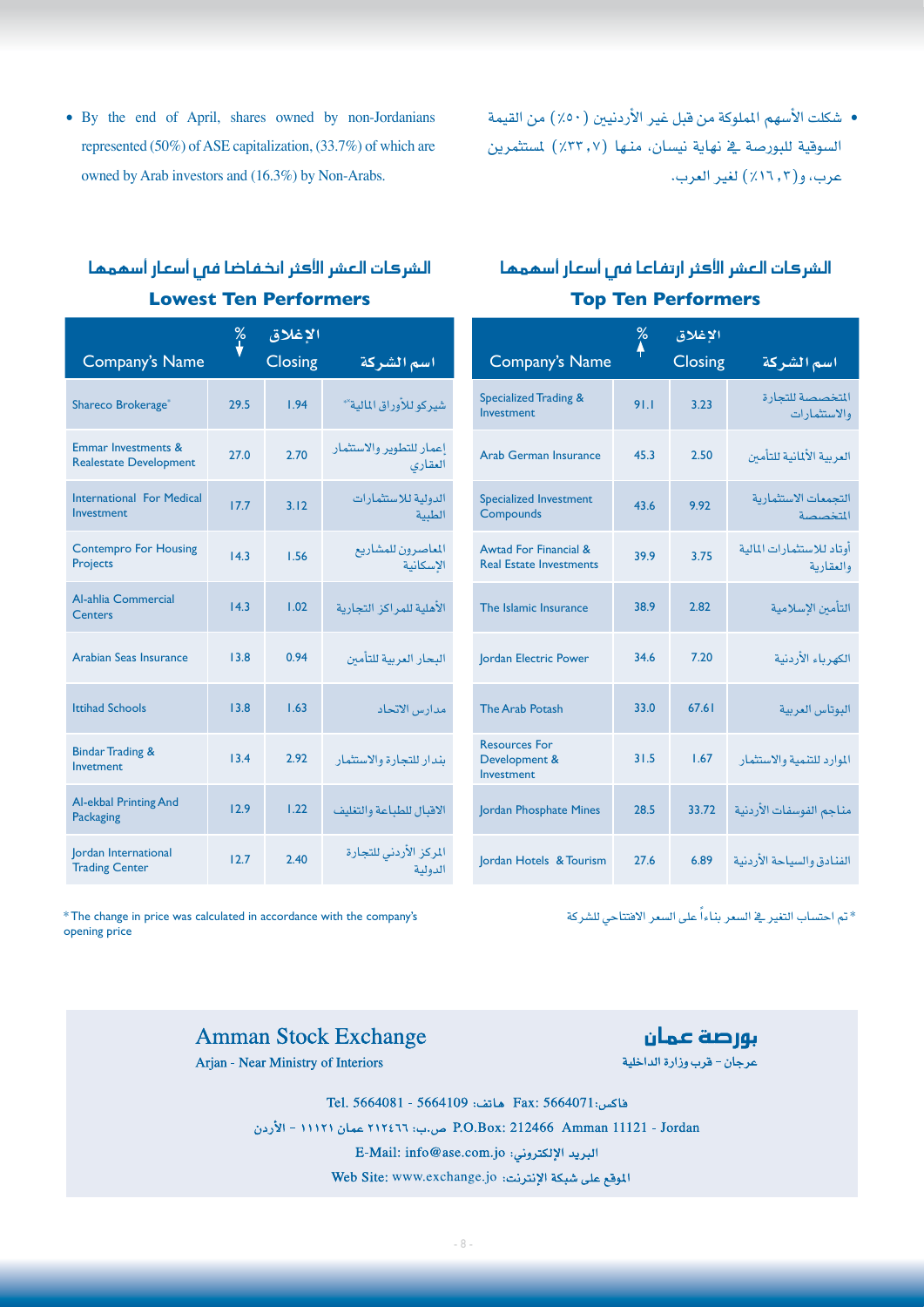- شكلت الأسهم المملوكة من قبل غير الأردنيين (٥٠٪) من القيمة السوقية للبورصة في نهاية نيسان، منها (٣٣,٧٪) لمستثمرين عرب، و(١٦,٣٪) لغير العرب.

- By the end of April, shares owned by non-Jordanians represented (50%) of ASE capitalization, (33.7%) of which are owned by Arab investors and (16.3%) by Non-Arabs.

## الشركات العشر الأكثر ارتفاعا في أسعار أسهمها
## Top Ten Performers

| Company's Name | % ↑ | الإغلاق Closing | اسم الشركة |
|---|---|---|---|
| Specialized Trading & Investment | 91.1 | 3.23 | المتخصصة للتجارة والاستثمارات |
| Arab German Insurance | 45.3 | 2.50 | العربية الألمانية للتأمين |
| Specialized Investment Compounds | 43.6 | 9.92 | التجمعات الاستثمارية المتخصصة |
| Awtad For Financial & Real Estate Investments | 39.9 | 3.75 | أوتاد للاستثمارات المالية والعقارية |
| The Islamic Insurance | 38.9 | 2.82 | التأمين الإسلامية |
| Jordan Electric Power | 34.6 | 7.20 | الكهرباء الأردنية |
| The Arab Potash | 33.0 | 67.61 | البوتاس العربية |
| Resources For Development & Investment | 31.5 | 1.67 | الموارد للتنمية والاستثمار |
| Jordan Phosphate Mines | 28.5 | 33.72 | مناجم الفوسفات الأردنية |
| Jordan Hotels & Tourism | 27.6 | 6.89 | الفنادق والسياحة الأردنية |

* تم احتساب التغير في السعر بناءاً على السعر الافتتاحي للشركة

## الشركات العشر الأكثر انخفاضا في أسعار أسهمها
## Lowest Ten Performers

| Company's Name | % ↓ | الإغلاق Closing | اسم الشركة |
|---|---|---|---|
| Shareco Brokerage* | 29.5 | 1.94 | شيركو للأوراق المالية* |
| Emmar Investments & Realestate Development | 27.0 | 2.70 | إعمار للتطوير والاستثمار العقاري |
| International For Medical Investment | 17.7 | 3.12 | الدولية للاستثمارات الطبية |
| Contempro For Housing Projects | 14.3 | 1.56 | المعاصرون للمشاريع الإسكانية |
| Al-ahlia Commercial Centers | 14.3 | 1.02 | الأهلية للمراكز التجارية |
| Arabian Seas Insurance | 13.8 | 0.94 | البحار العربية للتأمين |
| Ittihad Schools | 13.8 | 1.63 | مدارس الاتحاد |
| Bindar Trading & Invetment | 13.4 | 2.92 | بندار للتجارة والاستثمار |
| Al-ekbal Printing And Packaging | 12.9 | 1.22 | الاقبال للطباعة والتغليف |
| Jordan International Trading Center | 12.7 | 2.40 | المركز الأردني للتجارة الدولية |

*The change in price was calculated in accordance with the company's opening price

**Amman Stock Exchange** — **بورصة عمان**

Arjan - Near Ministry of Interiors — عرجان - قرب وزارة الداخلية

Tel. 5664081 - 5664109 :هاتف  Fax: 5664071:فاكس

ص.ب: ٢١٢٤٦٦ عمان ١١١٢١ - الأردن  P.O.Box: 212466 Amman 11121 - Jordan

E-Mail: info@ase.com.jo :البريد الإلكتروني

Web Site: www.exchange.jo :الموقع على شبكة الإنترنت